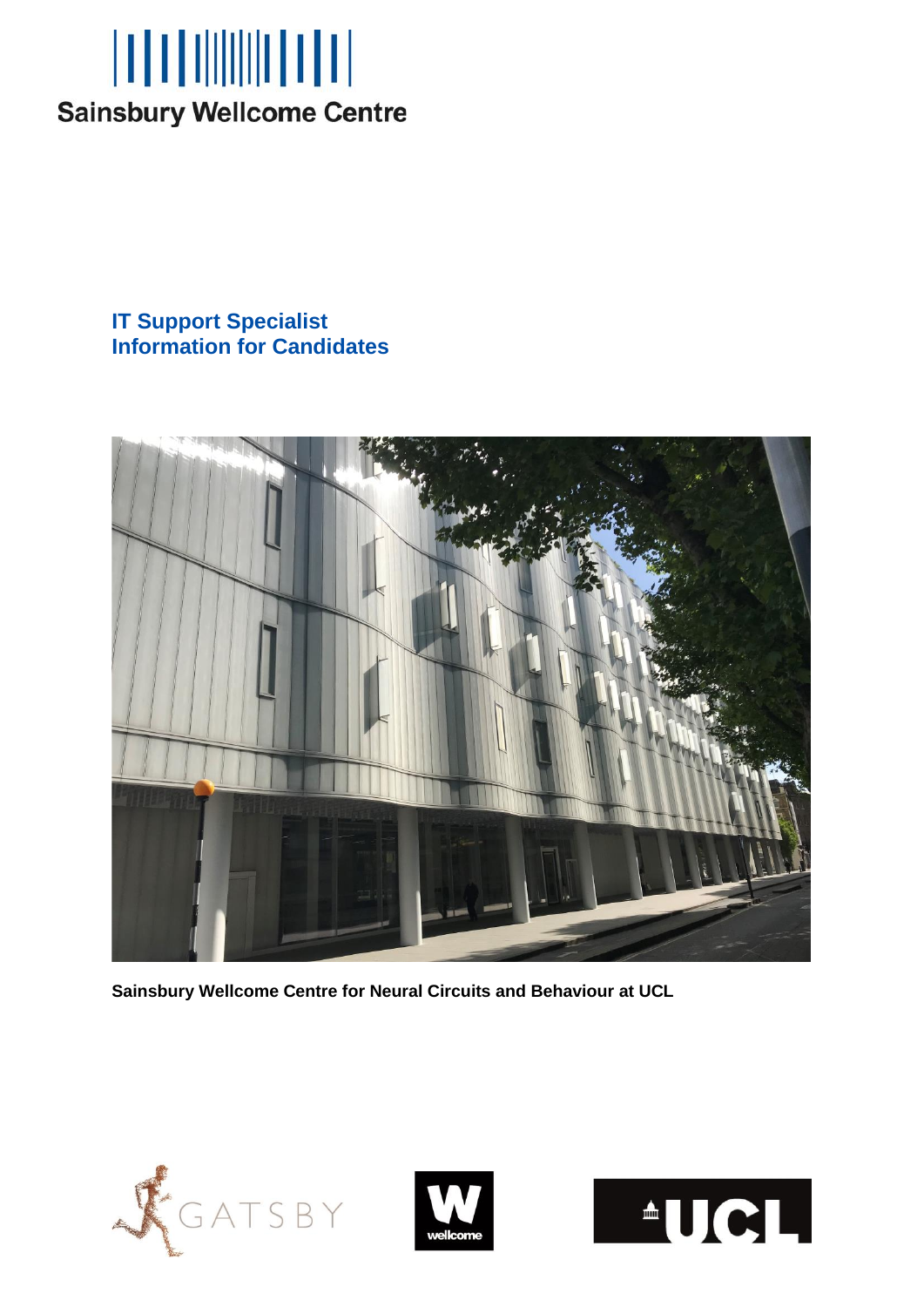Sainsbury Wellcome Centre

# IT Support Specialist
# Information for Candidates

**Sainsbury Wellcome Centre for Neural Circuits and Behaviour at UCL**

GATSBY

wellcome

UCL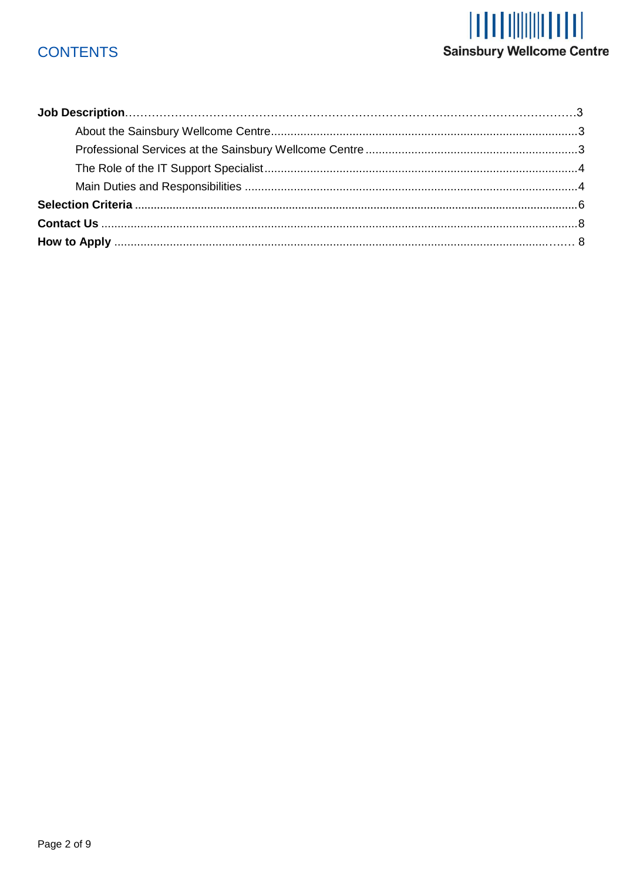# CONTENTS

**Job Description**……………………………………………………………………………………………………3

About the Sainsbury Wellcome Centre.........................................................................................3

Professional Services at the Sainsbury Wellcome Centre ...........................................................3

The Role of the IT Support Specialist...........................................................................................4

Main Duties and Responsibilities .................................................................................................4

**Selection Criteria** .........................................................................................................................6

**Contact Us** ..................................................................................................................................8

**How to Apply** ............................................................................................................................. 8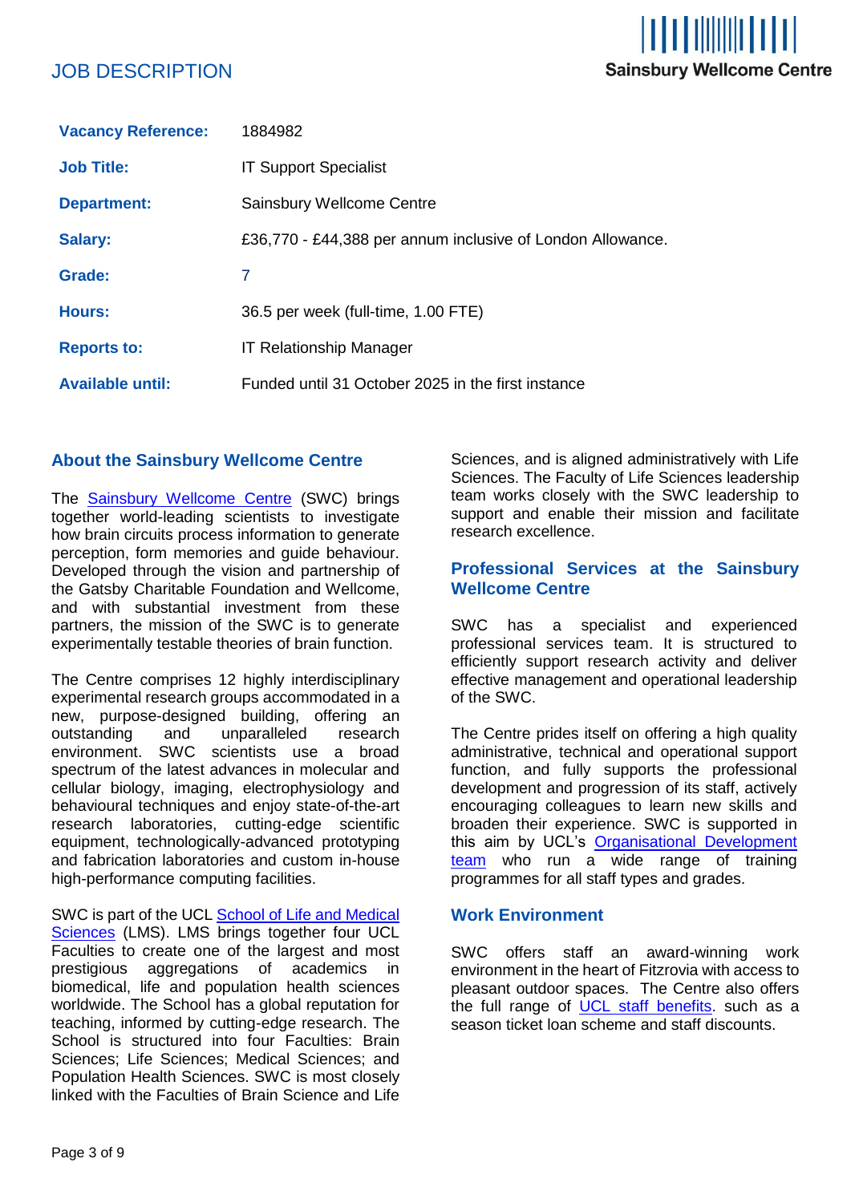# JOB DESCRIPTION

| | |
|---|---|
| **Vacancy Reference:** | 1884982 |
| **Job Title:** | IT Support Specialist |
| **Department:** | Sainsbury Wellcome Centre |
| **Salary:** | £36,770 - £44,388 per annum inclusive of London Allowance. |
| **Grade:** | 7 |
| **Hours:** | 36.5 per week (full-time, 1.00 FTE) |
| **Reports to:** | IT Relationship Manager |
| **Available until:** | Funded until 31 October 2025 in the first instance |

## About the Sainsbury Wellcome Centre

The Sainsbury Wellcome Centre (SWC) brings together world-leading scientists to investigate how brain circuits process information to generate perception, form memories and guide behaviour. Developed through the vision and partnership of the Gatsby Charitable Foundation and Wellcome, and with substantial investment from these partners, the mission of the SWC is to generate experimentally testable theories of brain function.

The Centre comprises 12 highly interdisciplinary experimental research groups accommodated in a new, purpose-designed building, offering an outstanding and unparalleled research environment. SWC scientists use a broad spectrum of the latest advances in molecular and cellular biology, imaging, electrophysiology and behavioural techniques and enjoy state-of-the-art research laboratories, cutting-edge scientific equipment, technologically-advanced prototyping and fabrication laboratories and custom in-house high-performance computing facilities.

SWC is part of the UCL School of Life and Medical Sciences (LMS). LMS brings together four UCL Faculties to create one of the largest and most prestigious aggregations of academics in biomedical, life and population health sciences worldwide. The School has a global reputation for teaching, informed by cutting-edge research. The School is structured into four Faculties: Brain Sciences; Life Sciences; Medical Sciences; and Population Health Sciences. SWC is most closely linked with the Faculties of Brain Science and Life Sciences, and is aligned administratively with Life Sciences. The Faculty of Life Sciences leadership team works closely with the SWC leadership to support and enable their mission and facilitate research excellence.

## Professional Services at the Sainsbury Wellcome Centre

SWC has a specialist and experienced professional services team. It is structured to efficiently support research activity and deliver effective management and operational leadership of the SWC.

The Centre prides itself on offering a high quality administrative, technical and operational support function, and fully supports the professional development and progression of its staff, actively encouraging colleagues to learn new skills and broaden their experience. SWC is supported in this aim by UCL's Organisational Development team who run a wide range of training programmes for all staff types and grades.

## Work Environment

SWC offers staff an award-winning work environment in the heart of Fitzrovia with access to pleasant outdoor spaces. The Centre also offers the full range of UCL staff benefits. such as a season ticket loan scheme and staff discounts.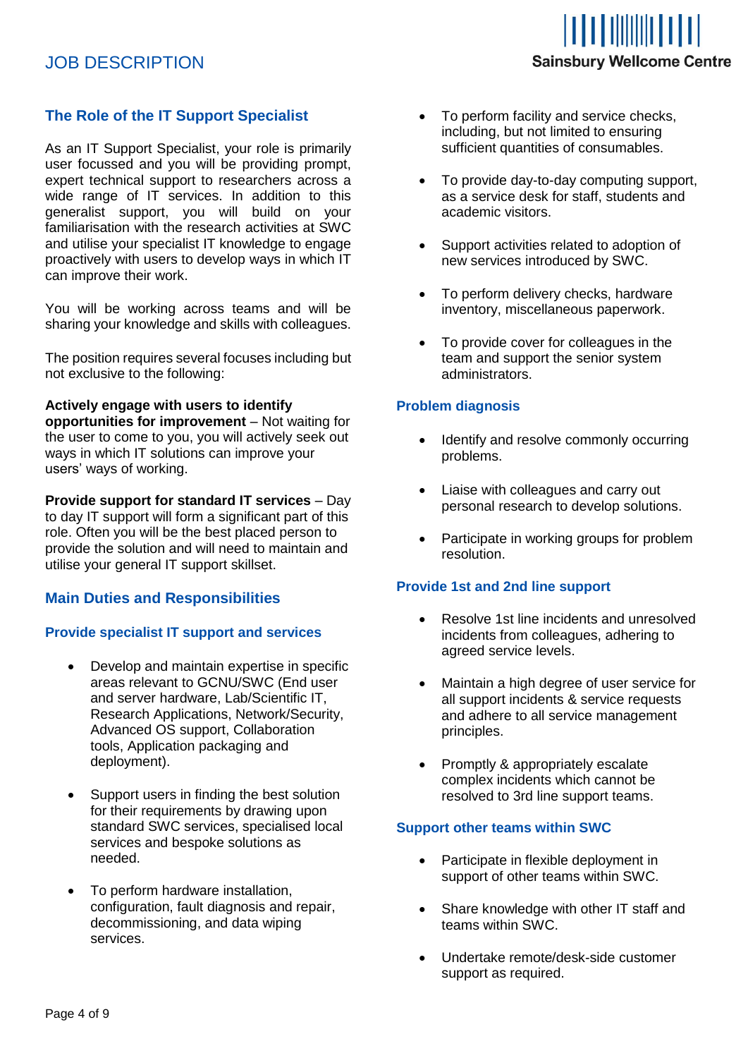# JOB DESCRIPTION

## The Role of the IT Support Specialist

As an IT Support Specialist, your role is primarily user focussed and you will be providing prompt, expert technical support to researchers across a wide range of IT services. In addition to this generalist support, you will build on your familiarisation with the research activities at SWC and utilise your specialist IT knowledge to engage proactively with users to develop ways in which IT can improve their work.

You will be working across teams and will be sharing your knowledge and skills with colleagues.

The position requires several focuses including but not exclusive to the following:

**Actively engage with users to identify opportunities for improvement** – Not waiting for the user to come to you, you will actively seek out ways in which IT solutions can improve your users' ways of working.

**Provide support for standard IT services** – Day to day IT support will form a significant part of this role. Often you will be the best placed person to provide the solution and will need to maintain and utilise your general IT support skillset.

## Main Duties and Responsibilities

### Provide specialist IT support and services

- Develop and maintain expertise in specific areas relevant to GCNU/SWC (End user and server hardware, Lab/Scientific IT, Research Applications, Network/Security, Advanced OS support, Collaboration tools, Application packaging and deployment).
- Support users in finding the best solution for their requirements by drawing upon standard SWC services, specialised local services and bespoke solutions as needed.
- To perform hardware installation, configuration, fault diagnosis and repair, decommissioning, and data wiping services.
- To perform facility and service checks, including, but not limited to ensuring sufficient quantities of consumables.
- To provide day-to-day computing support, as a service desk for staff, students and academic visitors.
- Support activities related to adoption of new services introduced by SWC.
- To perform delivery checks, hardware inventory, miscellaneous paperwork.
- To provide cover for colleagues in the team and support the senior system administrators.

### Problem diagnosis

- Identify and resolve commonly occurring problems.
- Liaise with colleagues and carry out personal research to develop solutions.
- Participate in working groups for problem resolution.

### Provide 1st and 2nd line support

- Resolve 1st line incidents and unresolved incidents from colleagues, adhering to agreed service levels.
- Maintain a high degree of user service for all support incidents & service requests and adhere to all service management principles.
- Promptly & appropriately escalate complex incidents which cannot be resolved to 3rd line support teams.

### Support other teams within SWC

- Participate in flexible deployment in support of other teams within SWC.
- Share knowledge with other IT staff and teams within SWC.
- Undertake remote/desk-side customer support as required.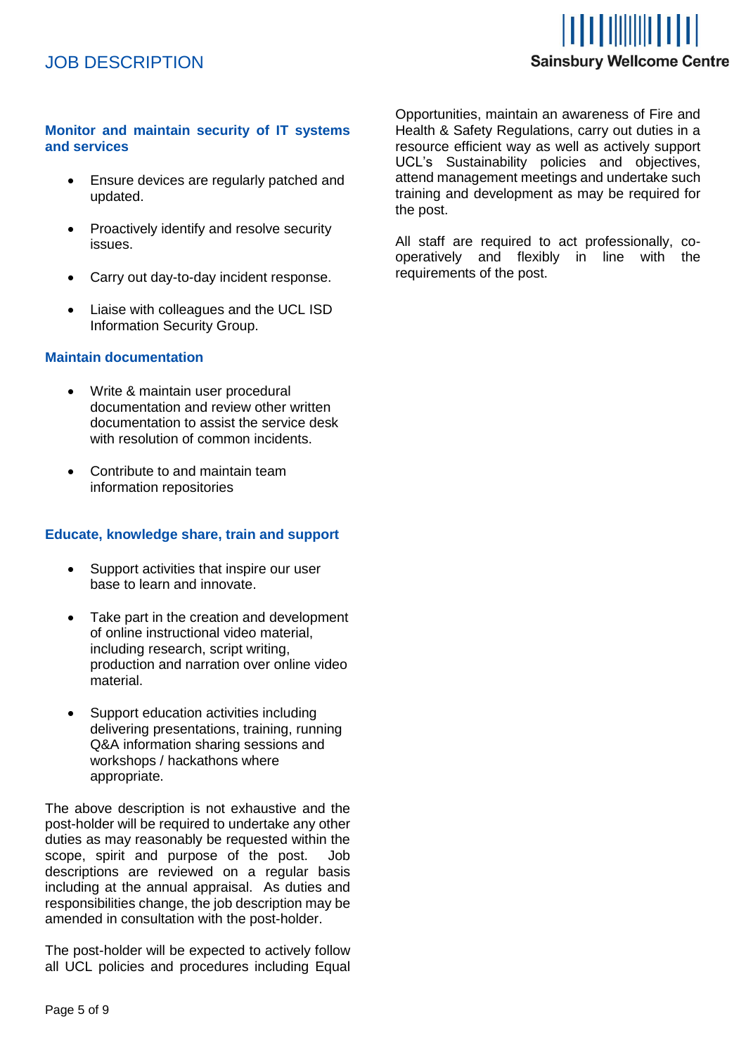### Monitor and maintain security of IT systems and services

- Ensure devices are regularly patched and updated.
- Proactively identify and resolve security issues.
- Carry out day-to-day incident response.
- Liaise with colleagues and the UCL ISD Information Security Group.

### Maintain documentation

- Write & maintain user procedural documentation and review other written documentation to assist the service desk with resolution of common incidents.
- Contribute to and maintain team information repositories

### Educate, knowledge share, train and support

- Support activities that inspire our user base to learn and innovate.
- Take part in the creation and development of online instructional video material, including research, script writing, production and narration over online video material.
- Support education activities including delivering presentations, training, running Q&A information sharing sessions and workshops / hackathons where appropriate.

The above description is not exhaustive and the post-holder will be required to undertake any other duties as may reasonably be requested within the scope, spirit and purpose of the post. Job descriptions are reviewed on a regular basis including at the annual appraisal. As duties and responsibilities change, the job description may be amended in consultation with the post-holder.

The post-holder will be expected to actively follow all UCL policies and procedures including Equal Opportunities, maintain an awareness of Fire and Health & Safety Regulations, carry out duties in a resource efficient way as well as actively support UCL's Sustainability policies and objectives, attend management meetings and undertake such training and development as may be required for the post.

All staff are required to act professionally, co-operatively and flexibly in line with the requirements of the post.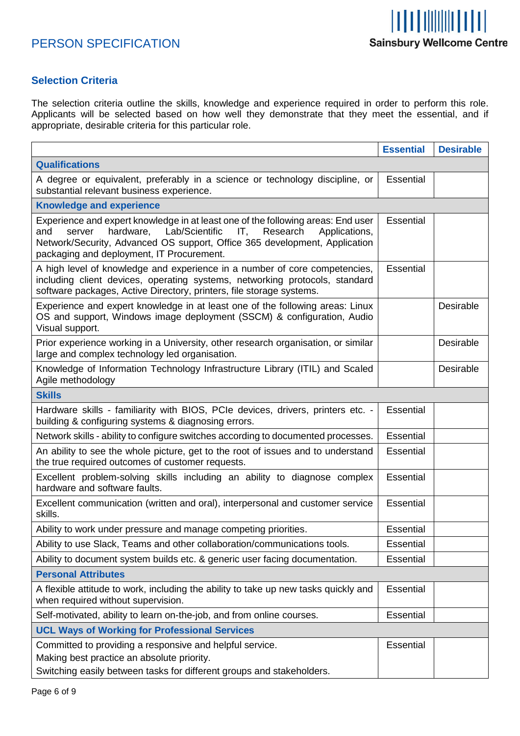# PERSON SPECIFICATION

## Selection Criteria

The selection criteria outline the skills, knowledge and experience required in order to perform this role. Applicants will be selected based on how well they demonstrate that they meet the essential, and if appropriate, desirable criteria for this particular role.

| | Essential | Desirable |
|---|---|---|
| **Qualifications** | | |
| A degree or equivalent, preferably in a science or technology discipline, or substantial relevant business experience. | Essential | |
| **Knowledge and experience** | | |
| Experience and expert knowledge in at least one of the following areas: End user and server hardware, Lab/Scientific IT, Research Applications, Network/Security, Advanced OS support, Office 365 development, Application packaging and deployment, IT Procurement. | Essential | |
| A high level of knowledge and experience in a number of core competencies, including client devices, operating systems, networking protocols, standard software packages, Active Directory, printers, file storage systems. | Essential | |
| Experience and expert knowledge in at least one of the following areas: Linux OS and support, Windows image deployment (SSCM) & configuration, Audio Visual support. | | Desirable |
| Prior experience working in a University, other research organisation, or similar large and complex technology led organisation. | | Desirable |
| Knowledge of Information Technology Infrastructure Library (ITIL) and Scaled Agile methodology | | Desirable |
| **Skills** | | |
| Hardware skills - familiarity with BIOS, PCIe devices, drivers, printers etc. - building & configuring systems & diagnosing errors. | Essential | |
| Network skills - ability to configure switches according to documented processes. | Essential | |
| An ability to see the whole picture, get to the root of issues and to understand the true required outcomes of customer requests. | Essential | |
| Excellent problem-solving skills including an ability to diagnose complex hardware and software faults. | Essential | |
| Excellent communication (written and oral), interpersonal and customer service skills. | Essential | |
| Ability to work under pressure and manage competing priorities. | Essential | |
| Ability to use Slack, Teams and other collaboration/communications tools. | Essential | |
| Ability to document system builds etc. & generic user facing documentation. | Essential | |
| **Personal Attributes** | | |
| A flexible attitude to work, including the ability to take up new tasks quickly and when required without supervision. | Essential | |
| Self-motivated, ability to learn on-the-job, and from online courses. | Essential | |
| **UCL Ways of Working for Professional Services** | | |
| Committed to providing a responsive and helpful service.<br>Making best practice an absolute priority.<br>Switching easily between tasks for different groups and stakeholders. | Essential | |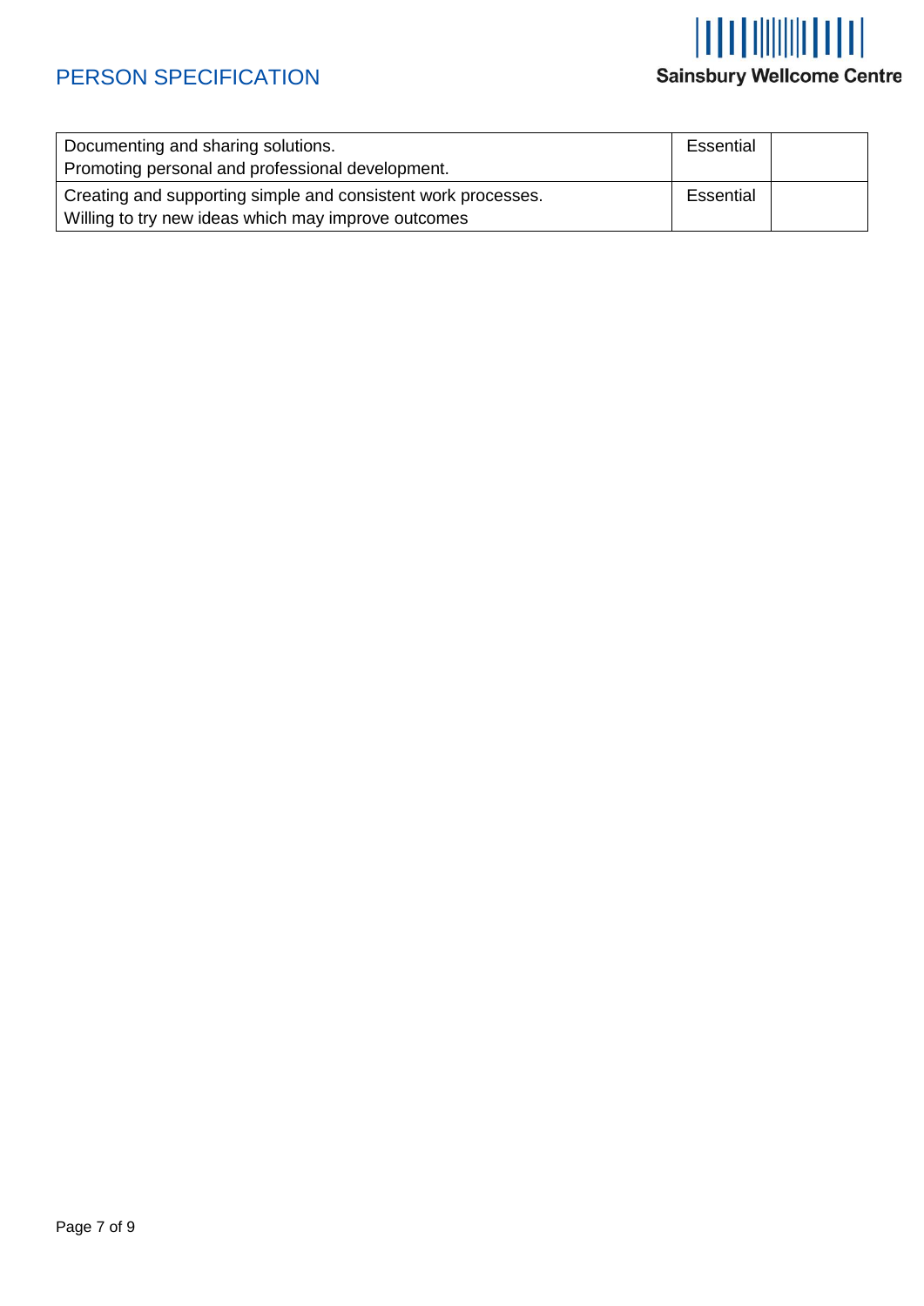# PERSON SPECIFICATION

| | | |
|---|---|---|
| Documenting and sharing solutions.<br>Promoting personal and professional development. | Essential | |
| Creating and supporting simple and consistent work processes.<br>Willing to try new ideas which may improve outcomes | Essential | |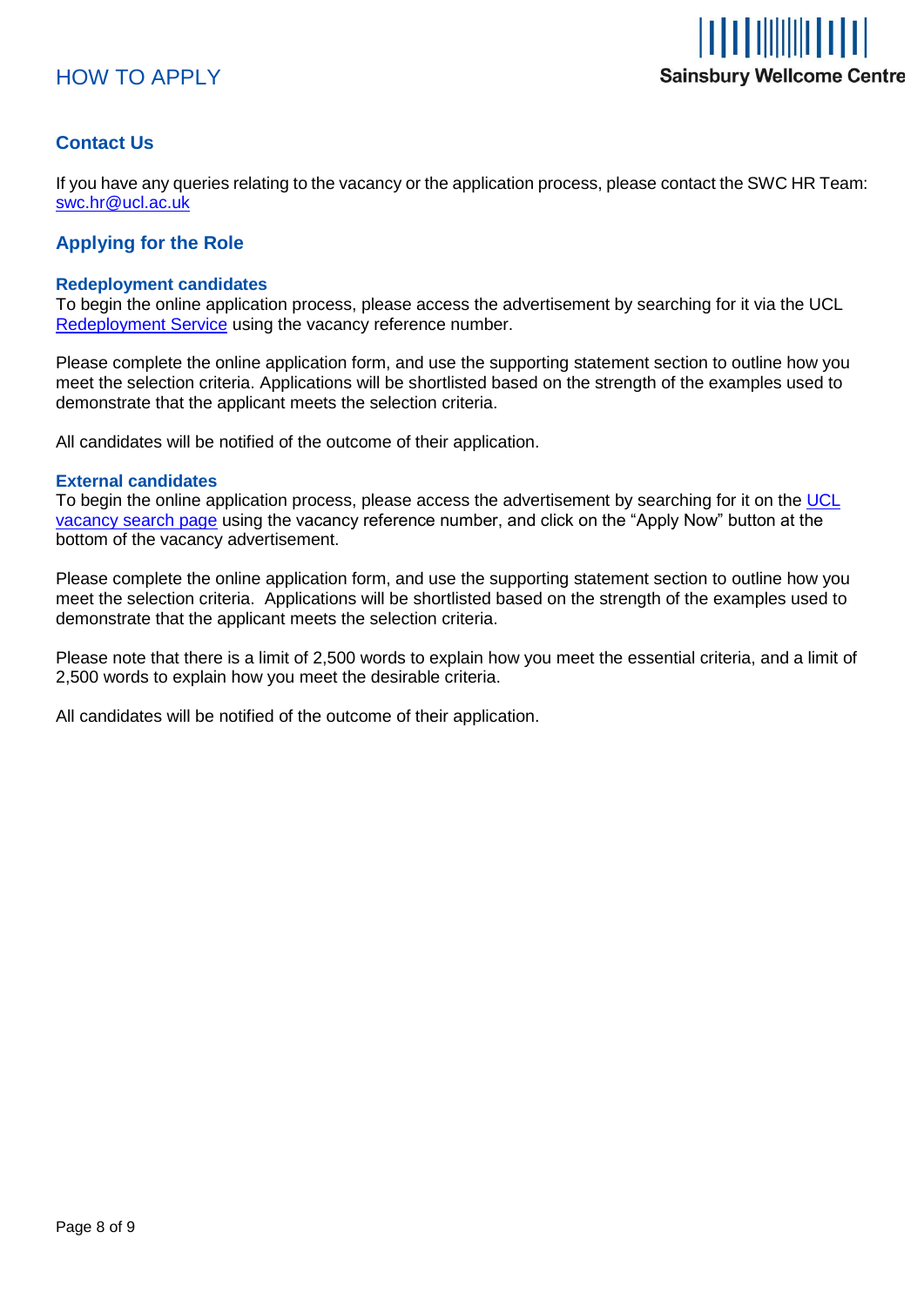# HOW TO APPLY

## Contact Us

If you have any queries relating to the vacancy or the application process, please contact the SWC HR Team: swc.hr@ucl.ac.uk

## Applying for the Role

### Redeployment candidates

To begin the online application process, please access the advertisement by searching for it via the UCL Redeployment Service using the vacancy reference number.

Please complete the online application form, and use the supporting statement section to outline how you meet the selection criteria. Applications will be shortlisted based on the strength of the examples used to demonstrate that the applicant meets the selection criteria.

All candidates will be notified of the outcome of their application.

### External candidates

To begin the online application process, please access the advertisement by searching for it on the UCL vacancy search page using the vacancy reference number, and click on the "Apply Now" button at the bottom of the vacancy advertisement.

Please complete the online application form, and use the supporting statement section to outline how you meet the selection criteria. Applications will be shortlisted based on the strength of the examples used to demonstrate that the applicant meets the selection criteria.

Please note that there is a limit of 2,500 words to explain how you meet the essential criteria, and a limit of 2,500 words to explain how you meet the desirable criteria.

All candidates will be notified of the outcome of their application.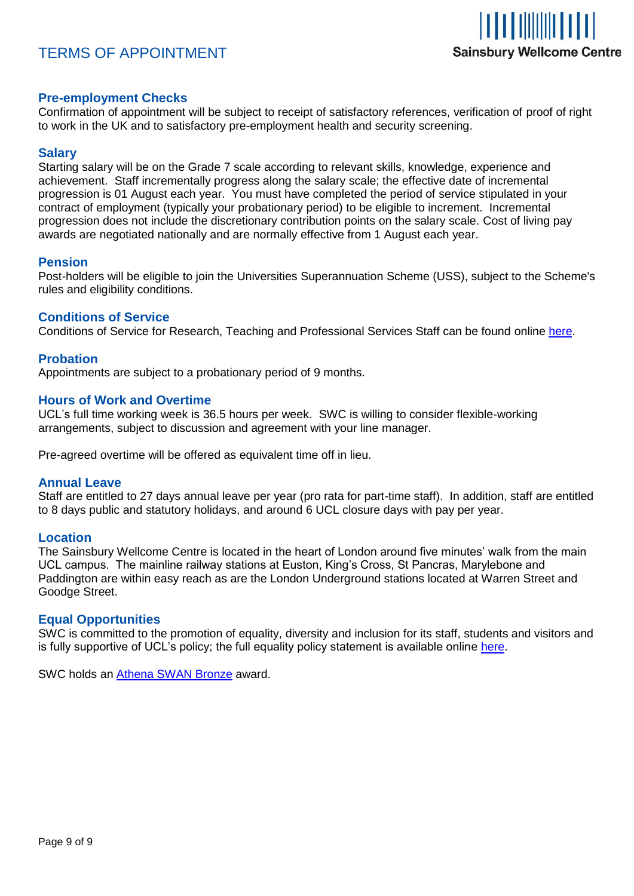# TERMS OF APPOINTMENT

## Pre-employment Checks

Confirmation of appointment will be subject to receipt of satisfactory references, verification of proof of right to work in the UK and to satisfactory pre-employment health and security screening.

## Salary

Starting salary will be on the Grade 7 scale according to relevant skills, knowledge, experience and achievement. Staff incrementally progress along the salary scale; the effective date of incremental progression is 01 August each year. You must have completed the period of service stipulated in your contract of employment (typically your probationary period) to be eligible to increment. Incremental progression does not include the discretionary contribution points on the salary scale. Cost of living pay awards are negotiated nationally and are normally effective from 1 August each year.

## Pension

Post-holders will be eligible to join the Universities Superannuation Scheme (USS), subject to the Scheme's rules and eligibility conditions.

## Conditions of Service

Conditions of Service for Research, Teaching and Professional Services Staff can be found online here.

## Probation

Appointments are subject to a probationary period of 9 months.

## Hours of Work and Overtime

UCL's full time working week is 36.5 hours per week. SWC is willing to consider flexible-working arrangements, subject to discussion and agreement with your line manager.

Pre-agreed overtime will be offered as equivalent time off in lieu.

## Annual Leave

Staff are entitled to 27 days annual leave per year (pro rata for part-time staff). In addition, staff are entitled to 8 days public and statutory holidays, and around 6 UCL closure days with pay per year.

## Location

The Sainsbury Wellcome Centre is located in the heart of London around five minutes' walk from the main UCL campus. The mainline railway stations at Euston, King's Cross, St Pancras, Marylebone and Paddington are within easy reach as are the London Underground stations located at Warren Street and Goodge Street.

## Equal Opportunities

SWC is committed to the promotion of equality, diversity and inclusion for its staff, students and visitors and is fully supportive of UCL's policy; the full equality policy statement is available online here.

SWC holds an Athena SWAN Bronze award.